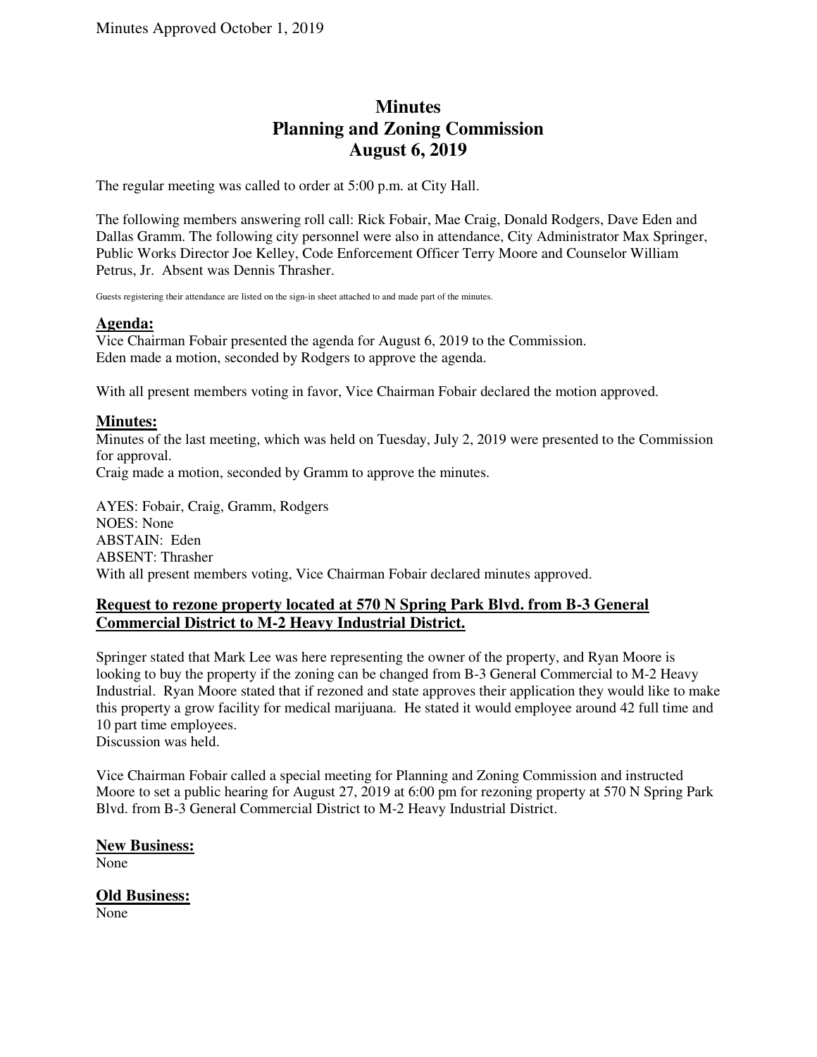Minutes Approved October 1, 2019

# Minutes
# Planning and Zoning Commission
# August 6, 2019

The regular meeting was called to order at 5:00 p.m. at City Hall.

The following members answering roll call: Rick Fobair, Mae Craig, Donald Rodgers, Dave Eden and Dallas Gramm. The following city personnel were also in attendance, City Administrator Max Springer, Public Works Director Joe Kelley, Code Enforcement Officer Terry Moore and Counselor William Petrus, Jr. Absent was Dennis Thrasher.

Guests registering their attendance are listed on the sign-in sheet attached to and made part of the minutes.

## Agenda:

Vice Chairman Fobair presented the agenda for August 6, 2019 to the Commission.
Eden made a motion, seconded by Rodgers to approve the agenda.

With all present members voting in favor, Vice Chairman Fobair declared the motion approved.

## Minutes:

Minutes of the last meeting, which was held on Tuesday, July 2, 2019 were presented to the Commission for approval.
Craig made a motion, seconded by Gramm to approve the minutes.

AYES: Fobair, Craig, Gramm, Rodgers
NOES: None
ABSTAIN: Eden
ABSENT: Thrasher
With all present members voting, Vice Chairman Fobair declared minutes approved.

## Request to rezone property located at 570 N Spring Park Blvd. from B-3 General Commercial District to M-2 Heavy Industrial District.

Springer stated that Mark Lee was here representing the owner of the property, and Ryan Moore is looking to buy the property if the zoning can be changed from B-3 General Commercial to M-2 Heavy Industrial. Ryan Moore stated that if rezoned and state approves their application they would like to make this property a grow facility for medical marijuana. He stated it would employee around 42 full time and 10 part time employees.
Discussion was held.

Vice Chairman Fobair called a special meeting for Planning and Zoning Commission and instructed Moore to set a public hearing for August 27, 2019 at 6:00 pm for rezoning property at 570 N Spring Park Blvd. from B-3 General Commercial District to M-2 Heavy Industrial District.

## New Business:

None

## Old Business:

None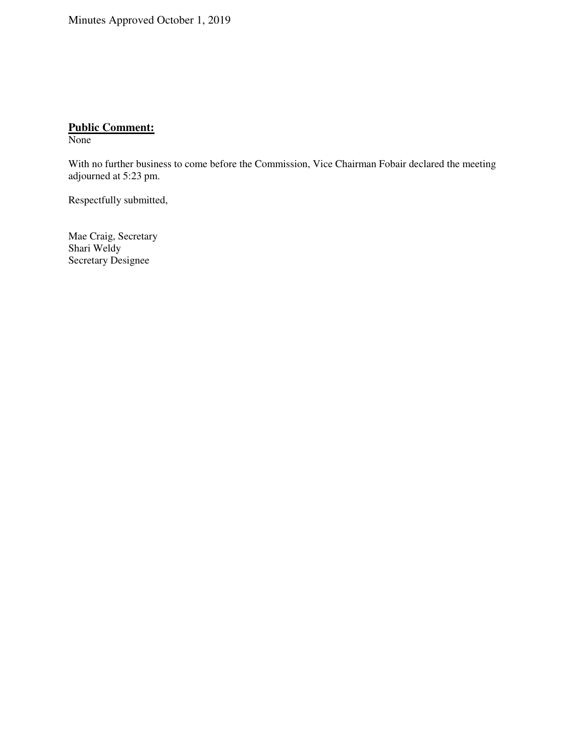**Public Comment:**
None

With no further business to come before the Commission, Vice Chairman Fobair declared the meeting adjourned at 5:23 pm.

Respectfully submitted,

Mae Craig, Secretary
Shari Weldy
Secretary Designee